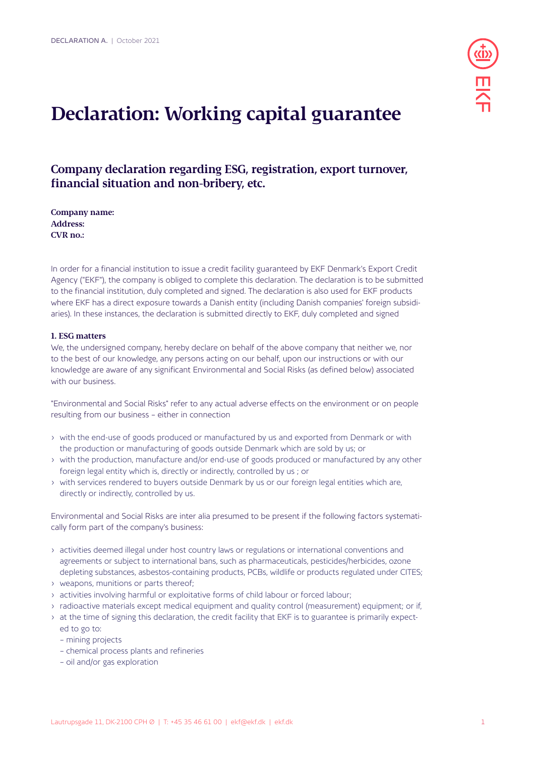DECLARATION A. | October 2021

# Declaration: Working capital guarantee

## Company declaration regarding ESG, registration, export turnover, financial situation and non-bribery, etc.

**Company name:**
**Address:**
**CVR no.:**

In order for a financial institution to issue a credit facility guaranteed by EKF Denmark's Export Credit Agency ("EKF"), the company is obliged to complete this declaration. The declaration is to be submitted to the financial institution, duly completed and signed. The declaration is also used for EKF products where EKF has a direct exposure towards a Danish entity (including Danish companies' foreign subsidiaries). In these instances, the declaration is submitted directly to EKF, duly completed and signed

### 1. ESG matters

We, the undersigned company, hereby declare on behalf of the above company that neither we, nor to the best of our knowledge, any persons acting on our behalf, upon our instructions or with our knowledge are aware of any significant Environmental and Social Risks (as defined below) associated with our business.

"Environmental and Social Risks" refer to any actual adverse effects on the environment or on people resulting from our business – either in connection

› with the end-use of goods produced or manufactured by us and exported from Denmark or with the production or manufacturing of goods outside Denmark which are sold by us; or
› with the production, manufacture and/or end-use of goods produced or manufactured by any other foreign legal entity which is, directly or indirectly, controlled by us ; or
› with services rendered to buyers outside Denmark by us or our foreign legal entities which are, directly or indirectly, controlled by us.

Environmental and Social Risks are inter alia presumed to be present if the following factors systematically form part of the company's business:

› activities deemed illegal under host country laws or regulations or international conventions and agreements or subject to international bans, such as pharmaceuticals, pesticides/herbicides, ozone depleting substances, asbestos-containing products, PCBs, wildlife or products regulated under CITES;
› weapons, munitions or parts thereof;
› activities involving harmful or exploitative forms of child labour or forced labour;
› radioactive materials except medical equipment and quality control (measurement) equipment; or if,
› at the time of signing this declaration, the credit facility that EKF is to guarantee is primarily expected to go to:
  - mining projects
  - chemical process plants and refineries
  - oil and/or gas exploration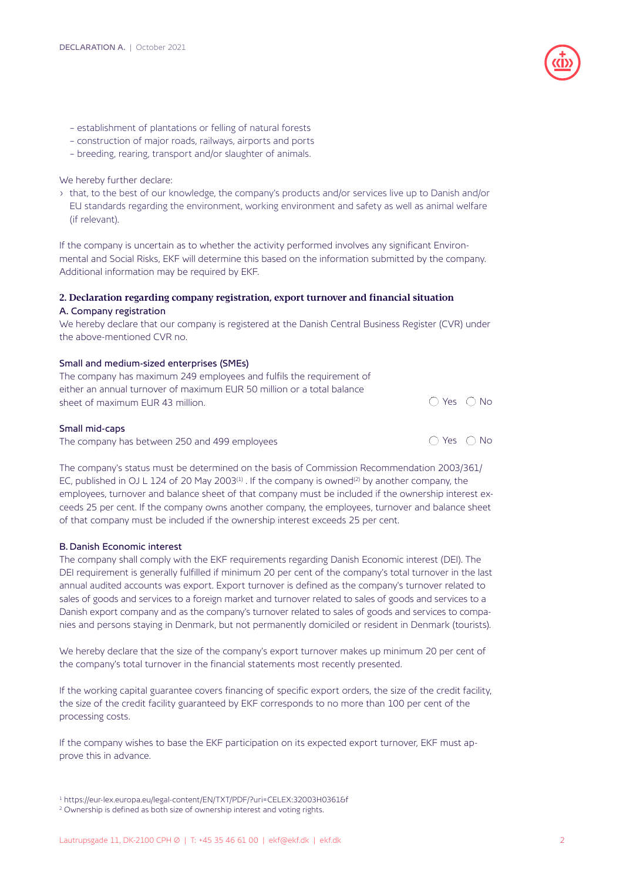- establishment of plantations or felling of natural forests
- construction of major roads, railways, airports and ports
- breeding, rearing, transport and/or slaughter of animals.

We hereby further declare:

› that, to the best of our knowledge, the company's products and/or services live up to Danish and/or EU standards regarding the environment, working environment and safety as well as animal welfare (if relevant).

If the company is uncertain as to whether the activity performed involves any significant Environmental and Social Risks, EKF will determine this based on the information submitted by the company. Additional information may be required by EKF.

## 2. Declaration regarding company registration, export turnover and financial situation

### A. Company registration

We hereby declare that our company is registered at the Danish Central Business Register (CVR) under the above-mentioned CVR no.

**Small and medium-sized enterprises (SMEs)**

The company has maximum 249 employees and fulfils the requirement of either an annual turnover of maximum EUR 50 million or a total balance sheet of maximum EUR 43 million. ◯ Yes ◯ No

**Small mid-caps**

The company has between 250 and 499 employees ◯ Yes ◯ No

The company's status must be determined on the basis of Commission Recommendation 2003/361/EC, published in OJ L 124 of 20 May 2003[1]. If the company is owned[2] by another company, the employees, turnover and balance sheet of that company must be included if the ownership interest exceeds 25 per cent. If the company owns another company, the employees, turnover and balance sheet of that company must be included if the ownership interest exceeds 25 per cent.

### B. Danish Economic interest

The company shall comply with the EKF requirements regarding Danish Economic interest (DEI). The DEI requirement is generally fulfilled if minimum 20 per cent of the company's total turnover in the last annual audited accounts was export. Export turnover is defined as the company's turnover related to sales of goods and services to a foreign market and turnover related to sales of goods and services to a Danish export company and as the company's turnover related to sales of goods and services to companies and persons staying in Denmark, but not permanently domiciled or resident in Denmark (tourists).

We hereby declare that the size of the company's export turnover makes up minimum 20 per cent of the company's total turnover in the financial statements most recently presented.

If the working capital guarantee covers financing of specific export orders, the size of the credit facility, the size of the credit facility guaranteed by EKF corresponds to no more than 100 per cent of the processing costs.

If the company wishes to base the EKF participation on its expected export turnover, EKF must approve this in advance.

[1] https://eur-lex.europa.eu/legal-content/EN/TXT/PDF/?uri=CELEX:32003H0361&f

[2] Ownership is defined as both size of ownership interest and voting rights.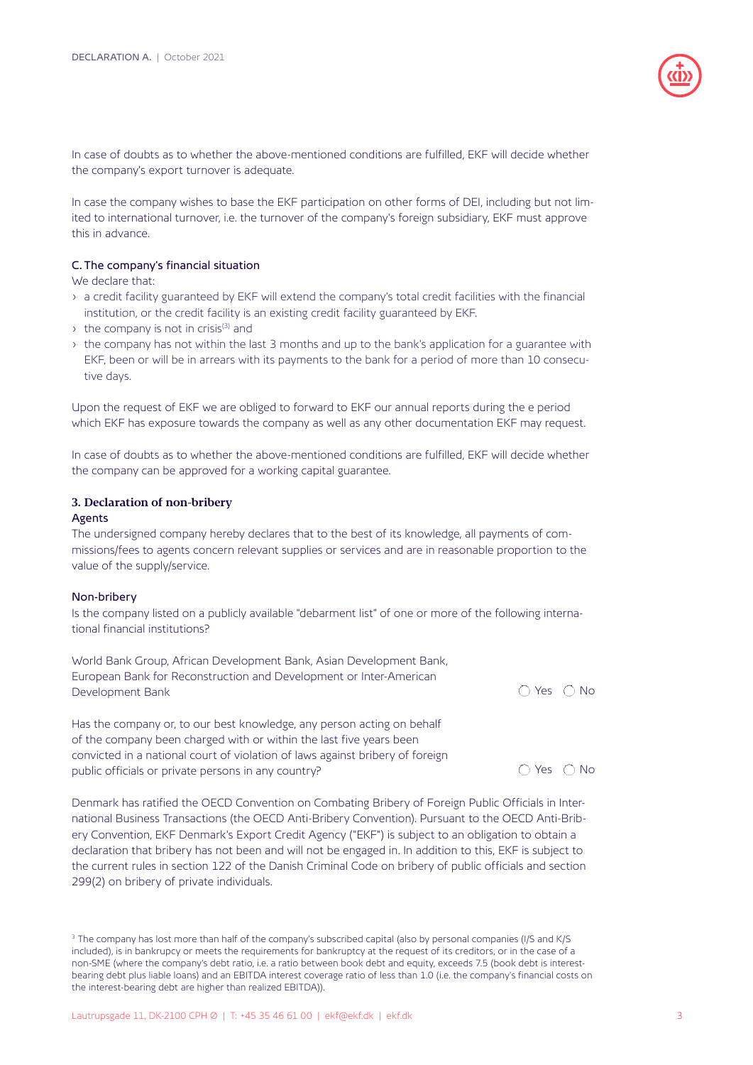In case of doubts as to whether the above-mentioned conditions are fulfilled, EKF will decide whether the company's export turnover is adequate.

In case the company wishes to base the EKF participation on other forms of DEI, including but not limited to international turnover, i.e. the turnover of the company's foreign subsidiary, EKF must approve this in advance.

#### C. The company's financial situation

We declare that:

- a credit facility guaranteed by EKF will extend the company's total credit facilities with the financial institution, or the credit facility is an existing credit facility guaranteed by EKF.
- the company is not in crisis[3] and
- the company has not within the last 3 months and up to the bank's application for a guarantee with EKF, been or will be in arrears with its payments to the bank for a period of more than 10 consecutive days.

Upon the request of EKF we are obliged to forward to EKF our annual reports during the e period which EKF has exposure towards the company as well as any other documentation EKF may request.

In case of doubts as to whether the above-mentioned conditions are fulfilled, EKF will decide whether the company can be approved for a working capital guarantee.

### 3. Declaration of non-bribery

#### Agents

The undersigned company hereby declares that to the best of its knowledge, all payments of commissions/fees to agents concern relevant supplies or services and are in reasonable proportion to the value of the supply/service.

#### Non-bribery

Is the company listed on a publicly available "debarment list" of one or more of the following international financial institutions?

World Bank Group, African Development Bank, Asian Development Bank, European Bank for Reconstruction and Development or Inter-American Development Bank ◯ Yes ◯ No

Has the company or, to our best knowledge, any person acting on behalf of the company been charged with or within the last five years been convicted in a national court of violation of laws against bribery of foreign public officials or private persons in any country? ◯ Yes ◯ No

Denmark has ratified the OECD Convention on Combating Bribery of Foreign Public Officials in International Business Transactions (the OECD Anti-Bribery Convention). Pursuant to the OECD Anti-Bribery Convention, EKF Denmark's Export Credit Agency ("EKF") is subject to an obligation to obtain a declaration that bribery has not been and will not be engaged in. In addition to this, EKF is subject to the current rules in section 122 of the Danish Criminal Code on bribery of public officials and section 299(2) on bribery of private individuals.

[3] The company has lost more than half of the company's subscribed capital (also by personal companies (I/S and K/S included), is in bankrupcy or meets the requirements for bankruptcy at the request of its creditors, or in the case of a non-SME (where the company's debt ratio, i.e. a ratio between book debt and equity, exceeds 7.5 (book debt is interest-bearing debt plus liable loans) and an EBITDA interest coverage ratio of less than 1.0 (i.e. the company's financial costs on the interest-bearing debt are higher than realized EBITDA)).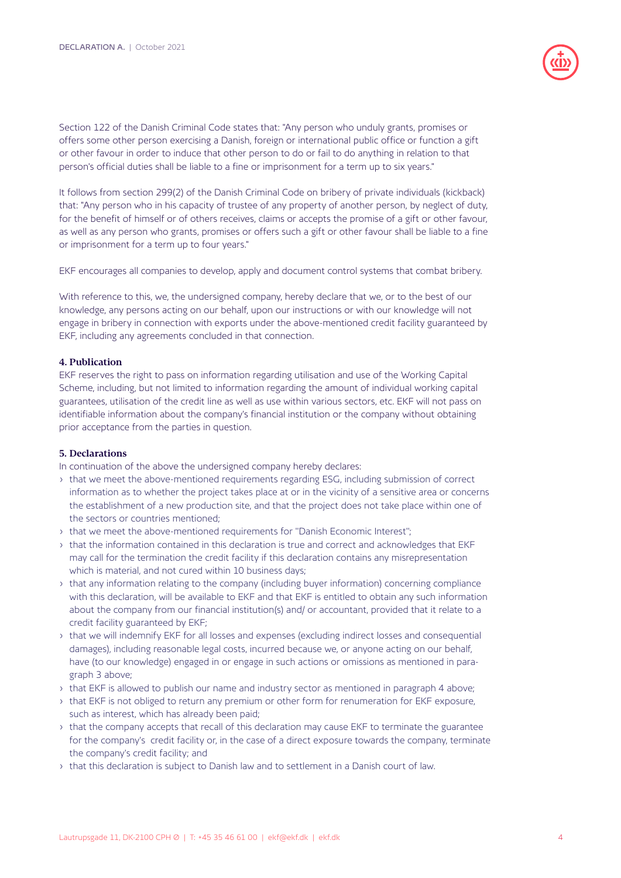Section 122 of the Danish Criminal Code states that: "Any person who unduly grants, promises or offers some other person exercising a Danish, foreign or international public office or function a gift or other favour in order to induce that other person to do or fail to do anything in relation to that person's official duties shall be liable to a fine or imprisonment for a term up to six years."

It follows from section 299(2) of the Danish Criminal Code on bribery of private individuals (kickback) that: "Any person who in his capacity of trustee of any property of another person, by neglect of duty, for the benefit of himself or of others receives, claims or accepts the promise of a gift or other favour, as well as any person who grants, promises or offers such a gift or other favour shall be liable to a fine or imprisonment for a term up to four years."

EKF encourages all companies to develop, apply and document control systems that combat bribery.

With reference to this, we, the undersigned company, hereby declare that we, or to the best of our knowledge, any persons acting on our behalf, upon our instructions or with our knowledge will not engage in bribery in connection with exports under the above-mentioned credit facility guaranteed by EKF, including any agreements concluded in that connection.

**4. Publication**

EKF reserves the right to pass on information regarding utilisation and use of the Working Capital Scheme, including, but not limited to information regarding the amount of individual working capital guarantees, utilisation of the credit line as well as use within various sectors, etc. EKF will not pass on identifiable information about the company's financial institution or the company without obtaining prior acceptance from the parties in question.

**5. Declarations**

In continuation of the above the undersigned company hereby declares:

- that we meet the above-mentioned requirements regarding ESG, including submission of correct information as to whether the project takes place at or in the vicinity of a sensitive area or concerns the establishment of a new production site, and that the project does not take place within one of the sectors or countries mentioned;
- that we meet the above-mentioned requirements for "Danish Economic Interest";
- that the information contained in this declaration is true and correct and acknowledges that EKF may call for the termination the credit facility if this declaration contains any misrepresentation which is material, and not cured within 10 business days;
- that any information relating to the company (including buyer information) concerning compliance with this declaration, will be available to EKF and that EKF is entitled to obtain any such information about the company from our financial institution(s) and/ or accountant, provided that it relate to a credit facility guaranteed by EKF;
- that we will indemnify EKF for all losses and expenses (excluding indirect losses and consequential damages), including reasonable legal costs, incurred because we, or anyone acting on our behalf, have (to our knowledge) engaged in or engage in such actions or omissions as mentioned in paragraph 3 above;
- that EKF is allowed to publish our name and industry sector as mentioned in paragraph 4 above;
- that EKF is not obliged to return any premium or other form for renumeration for EKF exposure, such as interest, which has already been paid;
- that the company accepts that recall of this declaration may cause EKF to terminate the guarantee for the company's credit facility or, in the case of a direct exposure towards the company, terminate the company's credit facility; and
- that this declaration is subject to Danish law and to settlement in a Danish court of law.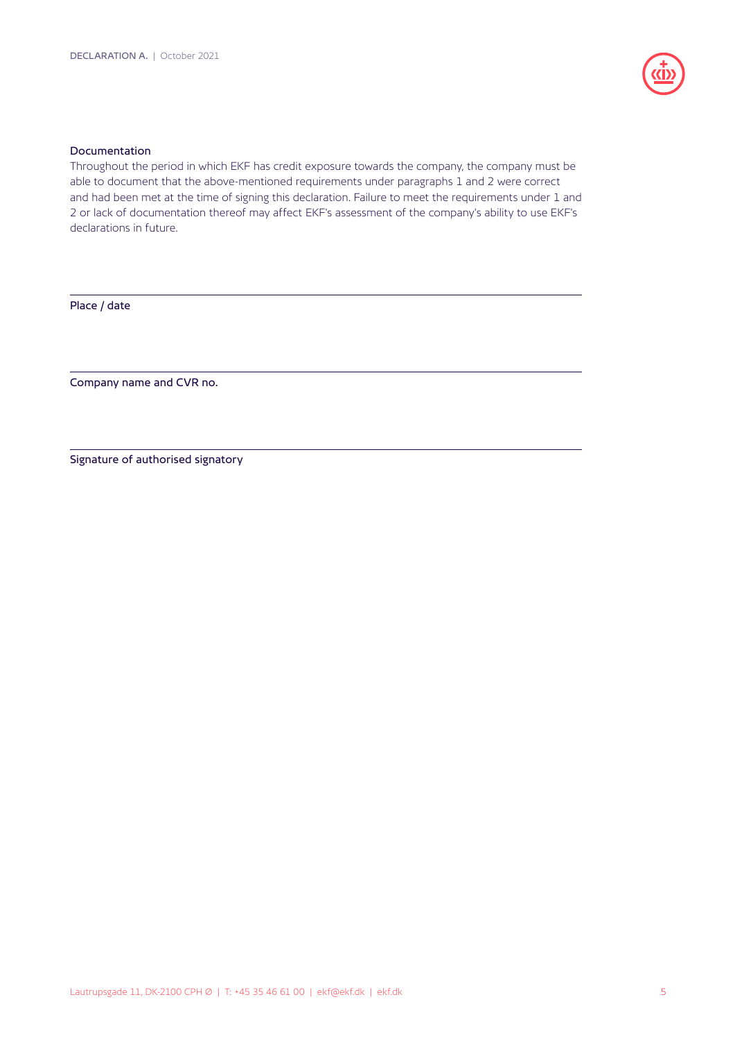## Documentation

Throughout the period in which EKF has credit exposure towards the company, the company must be able to document that the above-mentioned requirements under paragraphs 1 and 2 were correct and had been met at the time of signing this declaration. Failure to meet the requirements under 1 and 2 or lack of documentation thereof may affect EKF's assessment of the company's ability to use EKF's declarations in future.

---

Place / date

---

Company name and CVR no.

---

Signature of authorised signatory